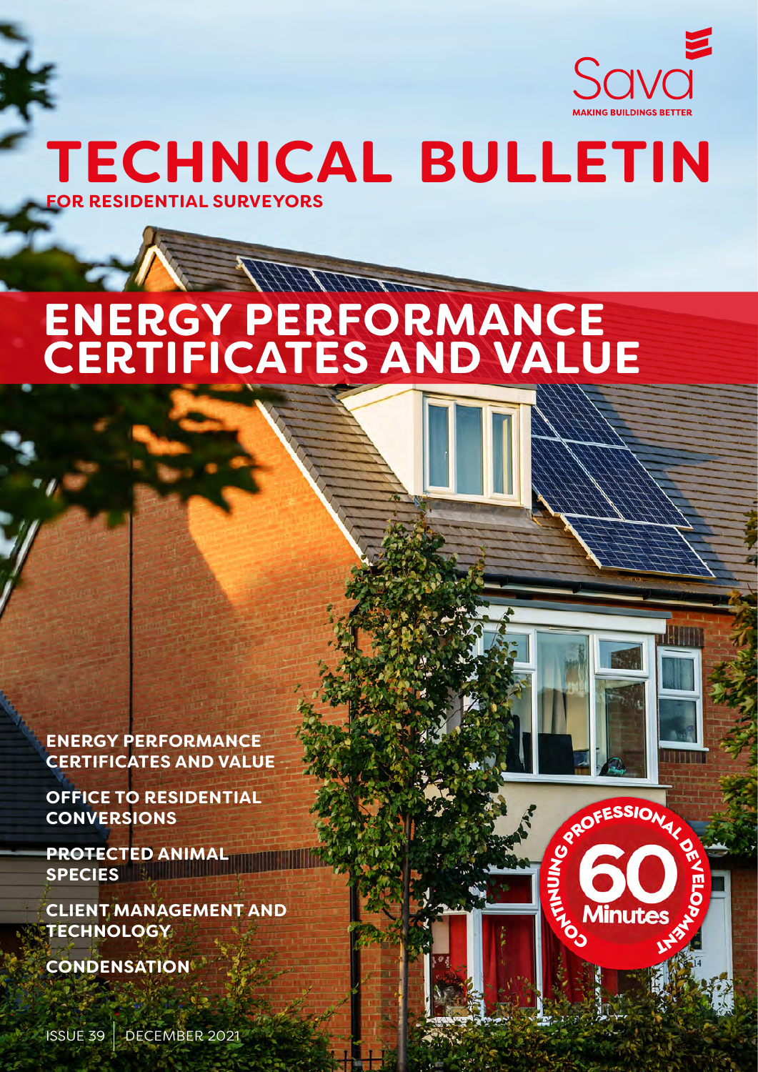Sava

MAKING BUILDINGS BETTER

# TECHNICAL BULLETIN

**FOR RESIDENTIAL SURVEYORS**

# ENERGY PERFORMANCE CERTIFICATES AND VALUE

**ENERGY PERFORMANCE CERTIFICATES AND VALUE**

**OFFICE TO RESIDENTIAL CONVERSIONS**

**PROTECTED ANIMAL SPECIES**

**CLIENT MANAGEMENT AND TECHNOLOGY**

**CONDENSATION**

CONTINUING PROFESSIONAL DEVELOPMENT 60 Minutes

ISSUE 39 | DECEMBER 2021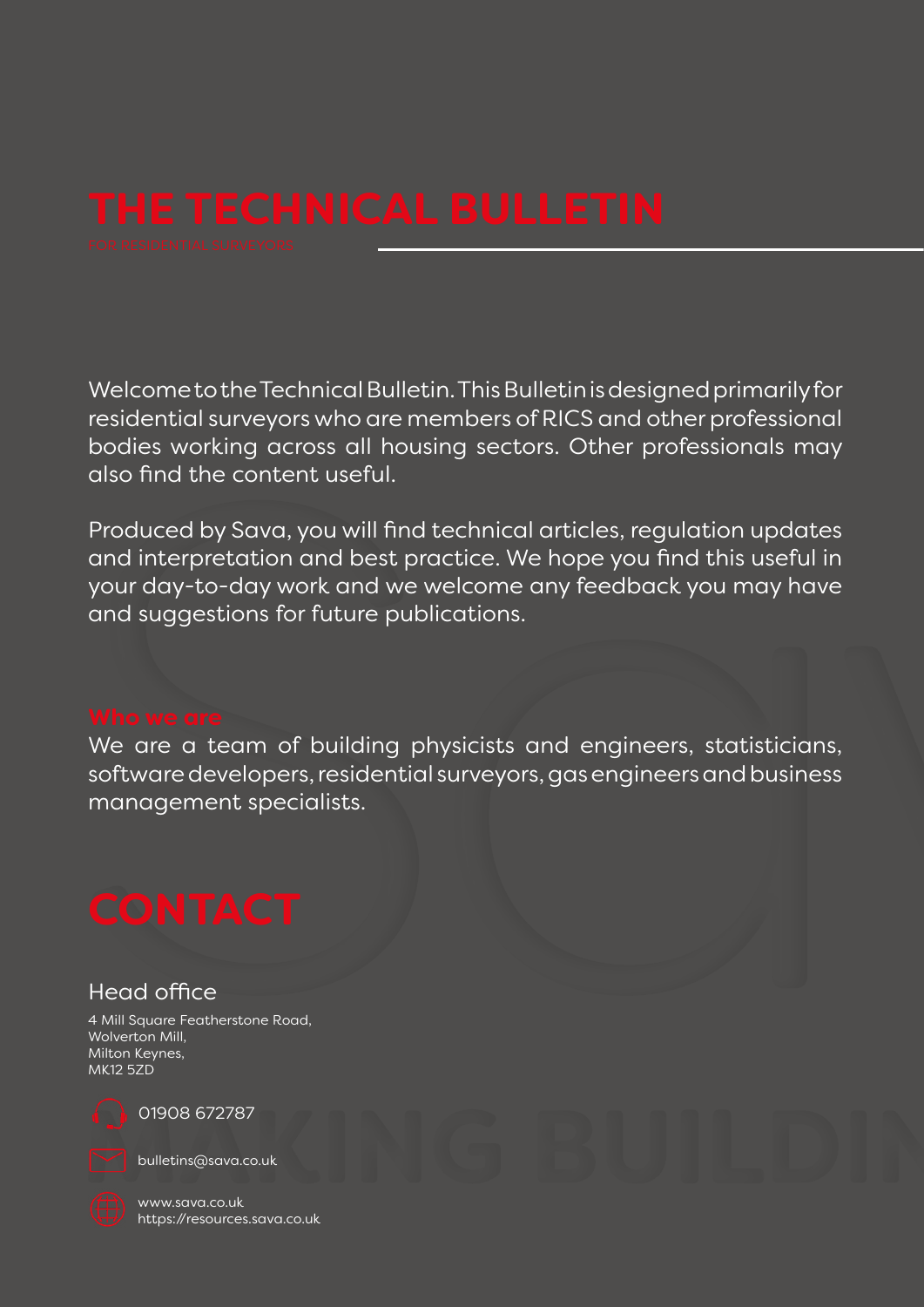# THE TECHNICAL BULLETIN

FOR RESIDENTIAL SURVEYORS

Welcome to the Technical Bulletin. This Bulletin is designed primarily for residential surveyors who are members of RICS and other professional bodies working across all housing sectors. Other professionals may also find the content useful.

Produced by Sava, you will find technical articles, regulation updates and interpretation and best practice. We hope you find this useful in your day-to-day work and we welcome any feedback you may have and suggestions for future publications.

### Who we are

We are a team of building physicists and engineers, statisticians, software developers, residential surveyors, gas engineers and business management specialists.

# CONTACT

## Head office

4 Mill Square Featherstone Road,
Wolverton Mill,
Milton Keynes,
MK12 5ZD

01908 672787

bulletins@sava.co.uk

www.sava.co.uk
https://resources.sava.co.uk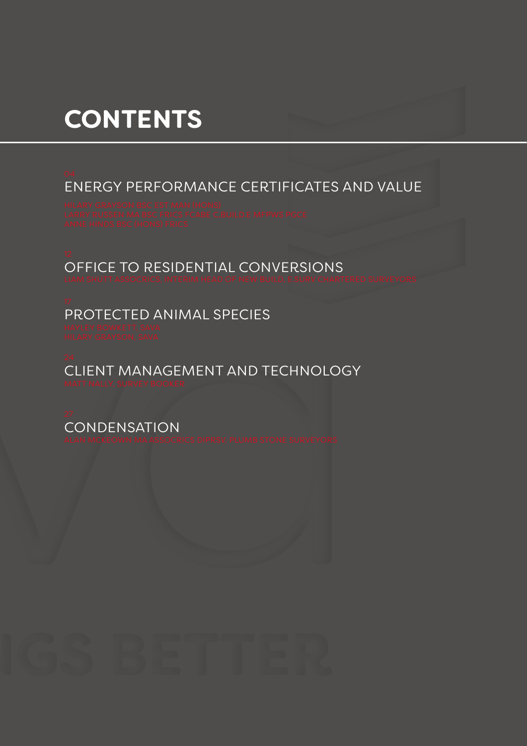# CONTENTS

04

## ENERGY PERFORMANCE CERTIFICATES AND VALUE

HILARY GRAYSON BSC FST. MAN (HONS)
LARRY RUSSEN MA BSC TRICS FCABE C.BUILD.E MFPWS PGCE
ANNE HINDS BSC (HONS) FIRCS

10

## OFFICE TO RESIDENTIAL CONVERSIONS

LIAM SHUTT ASSOCRICS, INTERIM HEAD OF NEW BUILD, E.SURV CHARTERED SURVEYORS

17

## PROTECTED ANIMAL SPECIES

HAYLEY HOWKETT, SAVA
HILARY GRAYSON, SAVA

24

## CLIENT MANAGEMENT AND TECHNOLOGY

MATT NALLY, SURVEY BOOKER

30

## CONDENSATION

ALAN MCKEOWN MA ASSOCRICS DIPHSW, PLUMB STONE SURVEYORS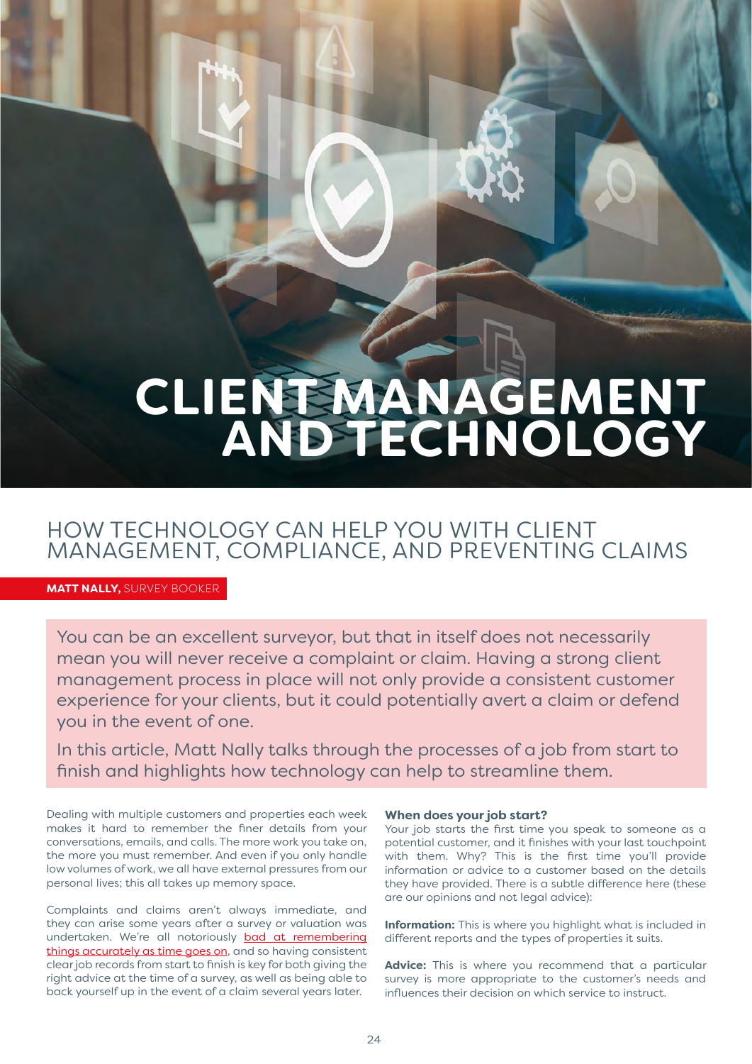# CLIENT MANAGEMENT AND TECHNOLOGY

## HOW TECHNOLOGY CAN HELP YOU WITH CLIENT MANAGEMENT, COMPLIANCE, AND PREVENTING CLAIMS

**MATT NALLY,** SURVEY BOOKER

You can be an excellent surveyor, but that in itself does not necessarily mean you will never receive a complaint or claim. Having a strong client management process in place will not only provide a consistent customer experience for your clients, but it could potentially avert a claim or defend you in the event of one.

In this article, Matt Nally talks through the processes of a job from start to finish and highlights how technology can help to streamline them.

Dealing with multiple customers and properties each week makes it hard to remember the finer details from your conversations, emails, and calls. The more work you take on, the more you must remember. And even if you only handle low volumes of work, we all have external pressures from our personal lives; this all takes up memory space.

Complaints and claims aren't always immediate, and they can arise some years after a survey or valuation was undertaken. We're all notoriously bad at remembering things accurately as time goes on, and so having consistent clear job records from start to finish is key for both giving the right advice at the time of a survey, as well as being able to back yourself up in the event of a claim several years later.

### When does your job start?

Your job starts the first time you speak to someone as a potential customer, and it finishes with your last touchpoint with them. Why? This is the first time you'll provide information or advice to a customer based on the details they have provided. There is a subtle difference here (these are our opinions and not legal advice):

**Information:** This is where you highlight what is included in different reports and the types of properties it suits.

**Advice:** This is where you recommend that a particular survey is more appropriate to the customer's needs and influences their decision on which service to instruct.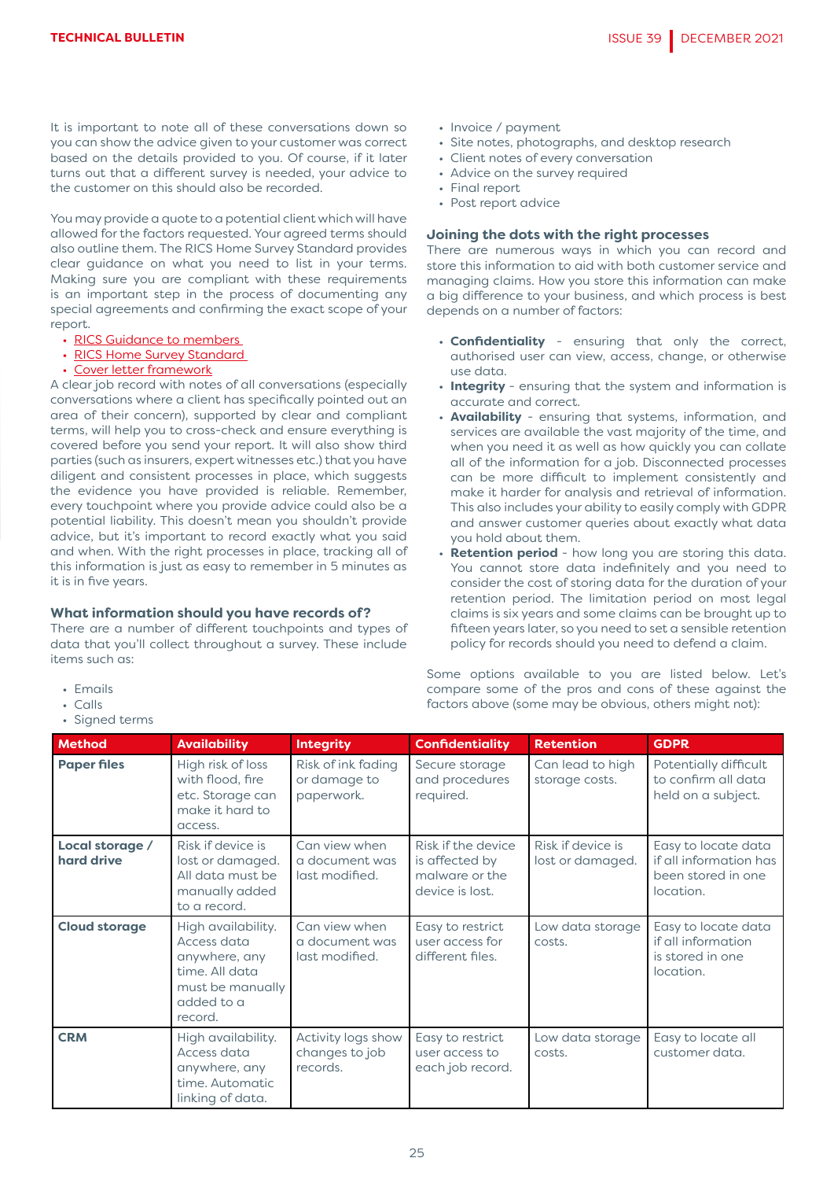It is important to note all of these conversations down so you can show the advice given to your customer was correct based on the details provided to you. Of course, if it later turns out that a different survey is needed, your advice to the customer on this should also be recorded.

You may provide a quote to a potential client which will have allowed for the factors requested. Your agreed terms should also outline them. The RICS Home Survey Standard provides clear guidance on what you need to list in your terms. Making sure you are compliant with these requirements is an important step in the process of documenting any special agreements and confirming the exact scope of your report.

- RICS Guidance to members
- RICS Home Survey Standard
- Cover letter framework

A clear job record with notes of all conversations (especially conversations where a client has specifically pointed out an area of their concern), supported by clear and compliant terms, will help you to cross-check and ensure everything is covered before you send your report. It will also show third parties (such as insurers, expert witnesses etc.) that you have diligent and consistent processes in place, which suggests the evidence you have provided is reliable. Remember, every touchpoint where you provide advice could also be a potential liability. This doesn't mean you shouldn't provide advice, but it's important to record exactly what you said and when. With the right processes in place, tracking all of this information is just as easy to remember in 5 minutes as it is in five years.

### What information should you have records of?

There are a number of different touchpoints and types of data that you'll collect throughout a survey. These include items such as:

- Emails
- Calls
- Signed terms
- Invoice / payment
- Site notes, photographs, and desktop research
- Client notes of every conversation
- Advice on the survey required
- Final report
- Post report advice

### Joining the dots with the right processes

There are numerous ways in which you can record and store this information to aid with both customer service and managing claims. How you store this information can make a big difference to your business, and which process is best depends on a number of factors:

- **Confidentiality** - ensuring that only the correct, authorised user can view, access, change, or otherwise use data.
- **Integrity** - ensuring that the system and information is accurate and correct.
- **Availability** - ensuring that systems, information, and services are available the vast majority of the time, and when you need it as well as how quickly you can collate all of the information for a job. Disconnected processes can be more difficult to implement consistently and make it harder for analysis and retrieval of information. This also includes your ability to easily comply with GDPR and answer customer queries about exactly what data you hold about them.
- **Retention period** - how long you are storing this data. You cannot store data indefinitely and you need to consider the cost of storing data for the duration of your retention period. The limitation period on most legal claims is six years and some claims can be brought up to fifteen years later, so you need to set a sensible retention policy for records should you need to defend a claim.

Some options available to you are listed below. Let's compare some of the pros and cons of these against the factors above (some may be obvious, others might not):

| Method | Availability | Integrity | Confidentiality | Retention | GDPR |
|---|---|---|---|---|---|
| **Paper files** | High risk of loss with flood, fire etc. Storage can make it hard to access. | Risk of ink fading or damage to paperwork. | Secure storage and procedures required. | Can lead to high storage costs. | Potentially difficult to confirm all data held on a subject. |
| **Local storage / hard drive** | Risk if device is lost or damaged. All data must be manually added to a record. | Can view when a document was last modified. | Risk if the device is affected by malware or the device is lost. | Risk if device is lost or damaged. | Easy to locate data if all information has been stored in one location. |
| **Cloud storage** | High availability. Access data anywhere, any time. All data must be manually added to a record. | Can view when a document was last modified. | Easy to restrict user access for different files. | Low data storage costs. | Easy to locate data if all information is stored in one location. |
| **CRM** | High availability. Access data anywhere, any time. Automatic linking of data. | Activity logs show changes to job records. | Easy to restrict user access to each job record. | Low data storage costs. | Easy to locate all customer data. |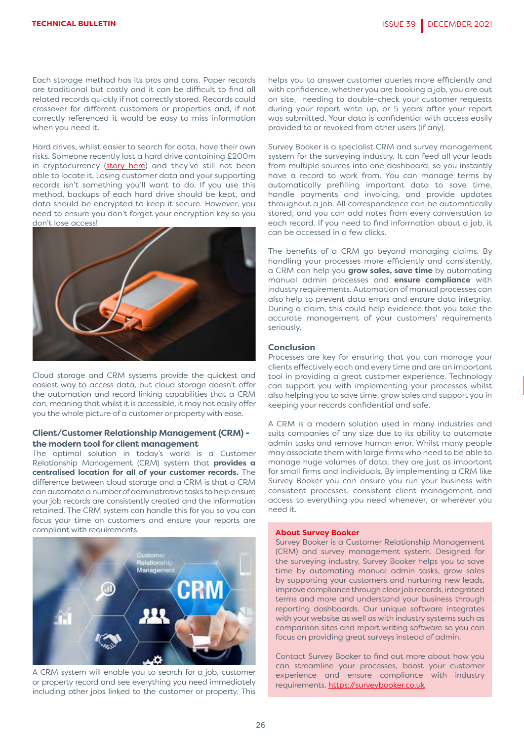Each storage method has its pros and cons. Paper records are traditional but costly and it can be difficult to find all related records quickly if not correctly stored. Records could crossover for different customers or properties and, if not correctly referenced it would be easy to miss information when you need it.

Hard drives, whilst easier to search for data, have their own risks. Someone recently lost a hard drive containing £200m in cryptocurrency (story here) and they've still not been able to locate it. Losing customer data and your supporting records isn't something you'll want to do. If you use this method, backups of each hard drive should be kept, and data should be encrypted to keep it secure. However, you need to ensure you don't forget your encryption key so you don't lose access!

Cloud storage and CRM systems provide the quickest and easiest way to access data, but cloud storage doesn't offer the automation and record linking capabilities that a CRM can, meaning that whilst it is accessible, it may not easily offer you the whole picture of a customer or property with ease.

## Client/Customer Relationship Management (CRM) - the modern tool for client management

The optimal solution in today's world is a Customer Relationship Management (CRM) system that **provides a centralised location for all of your customer records.** The difference between cloud storage and a CRM is that a CRM can automate a number of administrative tasks to help ensure your job records are consistently created and the information retained. The CRM system can handle this for you so you can focus your time on customers and ensure your reports are compliant with requirements.

A CRM system will enable you to search for a job, customer or property record and see everything you need immediately including other jobs linked to the customer or property. This helps you to answer customer queries more efficiently and with confidence, whether you are booking a job, you are out on site, needing to double-check your customer requests during your report write up, or 5 years after your report was submitted. Your data is confidential with access easily provided to or revoked from other users (if any).

Survey Booker is a specialist CRM and survey management system for the surveying industry. It can feed all your leads from multiple sources into one dashboard, so you instantly have a record to work from. You can manage terms by automatically prefilling important data to save time, handle payments and invoicing, and provide updates throughout a job. All correspondence can be automatically stored, and you can add notes from every conversation to each record. If you need to find information about a job, it can be accessed in a few clicks.

The benefits of a CRM go beyond managing claims. By handling your processes more efficiently and consistently, a CRM can help you **grow sales, save time** by automating manual admin processes and **ensure compliance** with industry requirements. Automation of manual processes can also help to prevent data errors and ensure data integrity. During a claim, this could help evidence that you take the accurate management of your customers' requirements seriously.

## Conclusion

Processes are key for ensuring that you can manage your clients effectively each and every time and are an important tool in providing a great customer experience. Technology can support you with implementing your processes whilst also helping you to save time, grow sales and support you in keeping your records confidential and safe.

A CRM is a modern solution used in many industries and suits companies of any size due to its ability to automate admin tasks and remove human error. Whilst many people may associate them with large firms who need to be able to manage huge volumes of data, they are just as important for small firms and individuals. By implementing a CRM like Survey Booker you can ensure you run your business with consistent processes, consistent client management and access to everything you need whenever, or wherever you need it.

### About Survey Booker

Survey Booker is a Customer Relationship Management (CRM) and survey management system. Designed for the surveying industry, Survey Booker helps you to save time by automating manual admin tasks, grow sales by supporting your customers and nurturing new leads, improve compliance through clear job records, integrated terms and more and understand your business through reporting dashboards. Our unique software integrates with your website as well as with industry systems such as comparison sites and report writing software so you can focus on providing great surveys instead of admin.

Contact Survey Booker to find out more about how you can streamline your processes, boost your customer experience and ensure compliance with industry requirements. https://surveybooker.co.uk